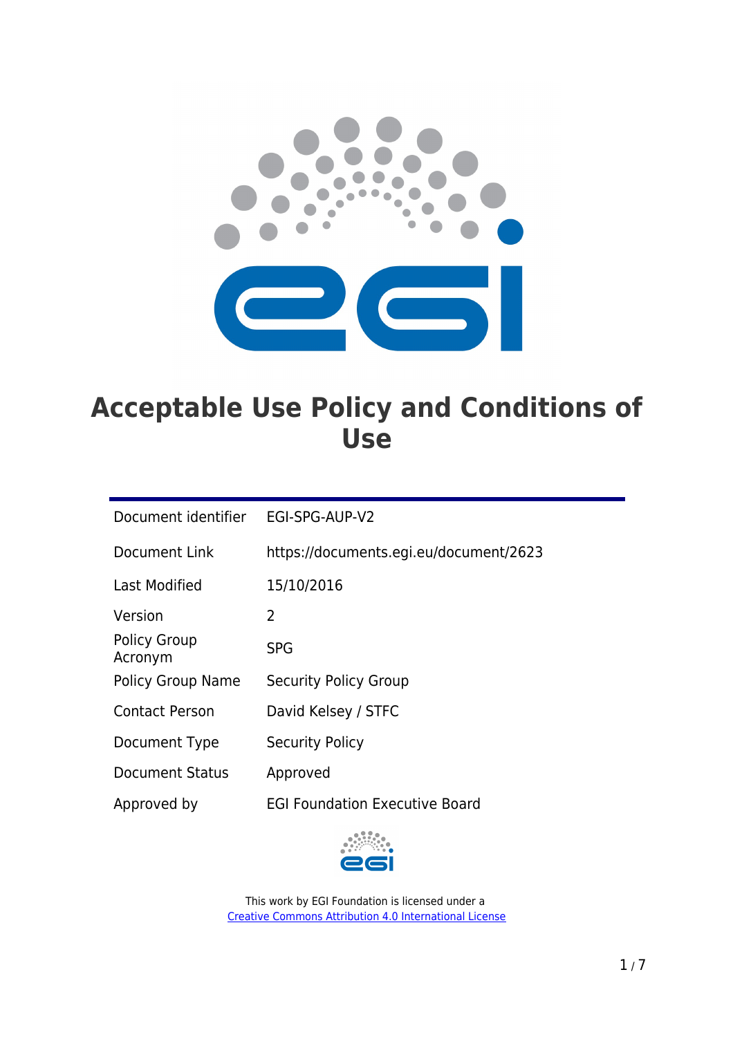# Acceptable Use Policy and Conditions of Use

| Document identifier | EGI-SPG-AUP-V2 |
|---|---|
| Document Link | https://documents.egi.eu/document/2623 |
| Last Modified | 15/10/2016 |
| Version | 2 |
| Policy Group Acronym | SPG |
| Policy Group Name | Security Policy Group |
| Contact Person | David Kelsey / STFC |
| Document Type | Security Policy |
| Document Status | Approved |
| Approved by | EGI Foundation Executive Board |

This work by EGI Foundation is licensed under a
[Creative Commons Attribution 4.0 International License](https://creativecommons.org/licenses/by/4.0/)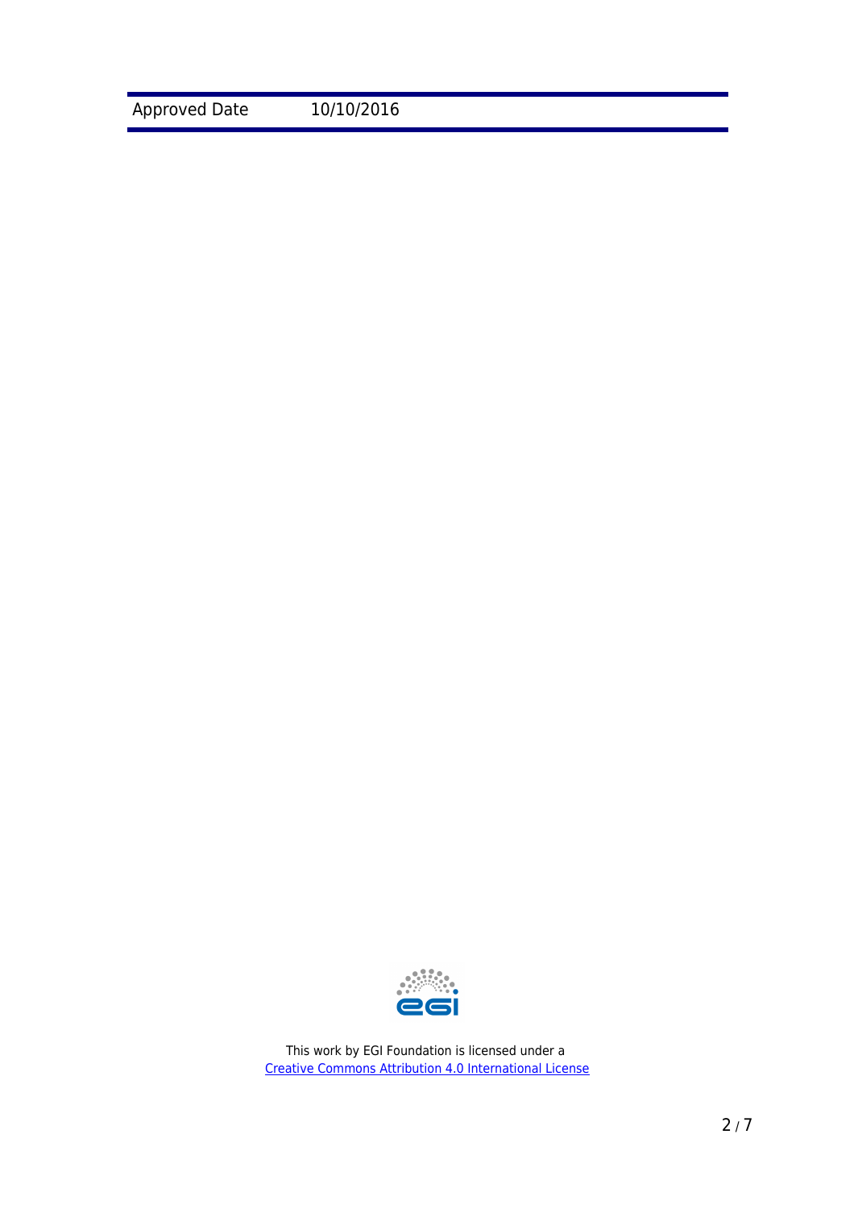| Approved Date | 10/10/2016 |
|---|---|

This work by EGI Foundation is licensed under a [Creative Commons Attribution 4.0 International License](http://creativecommons.org/licenses/by/4.0/)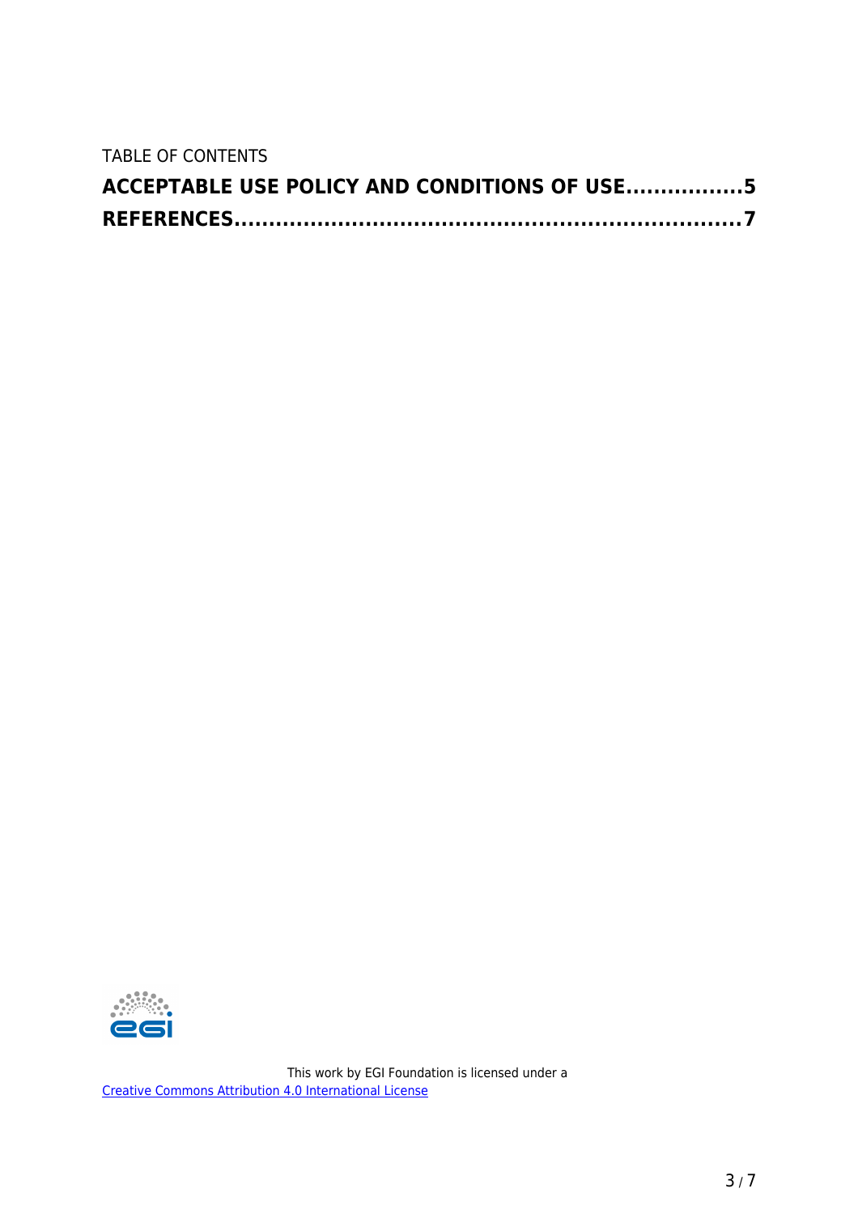TABLE OF CONTENTS

**ACCEPTABLE USE POLICY AND CONDITIONS OF USE.................5**

**REFERENCES.....................................................................7**

This work by EGI Foundation is licensed under a [Creative Commons Attribution 4.0 International License]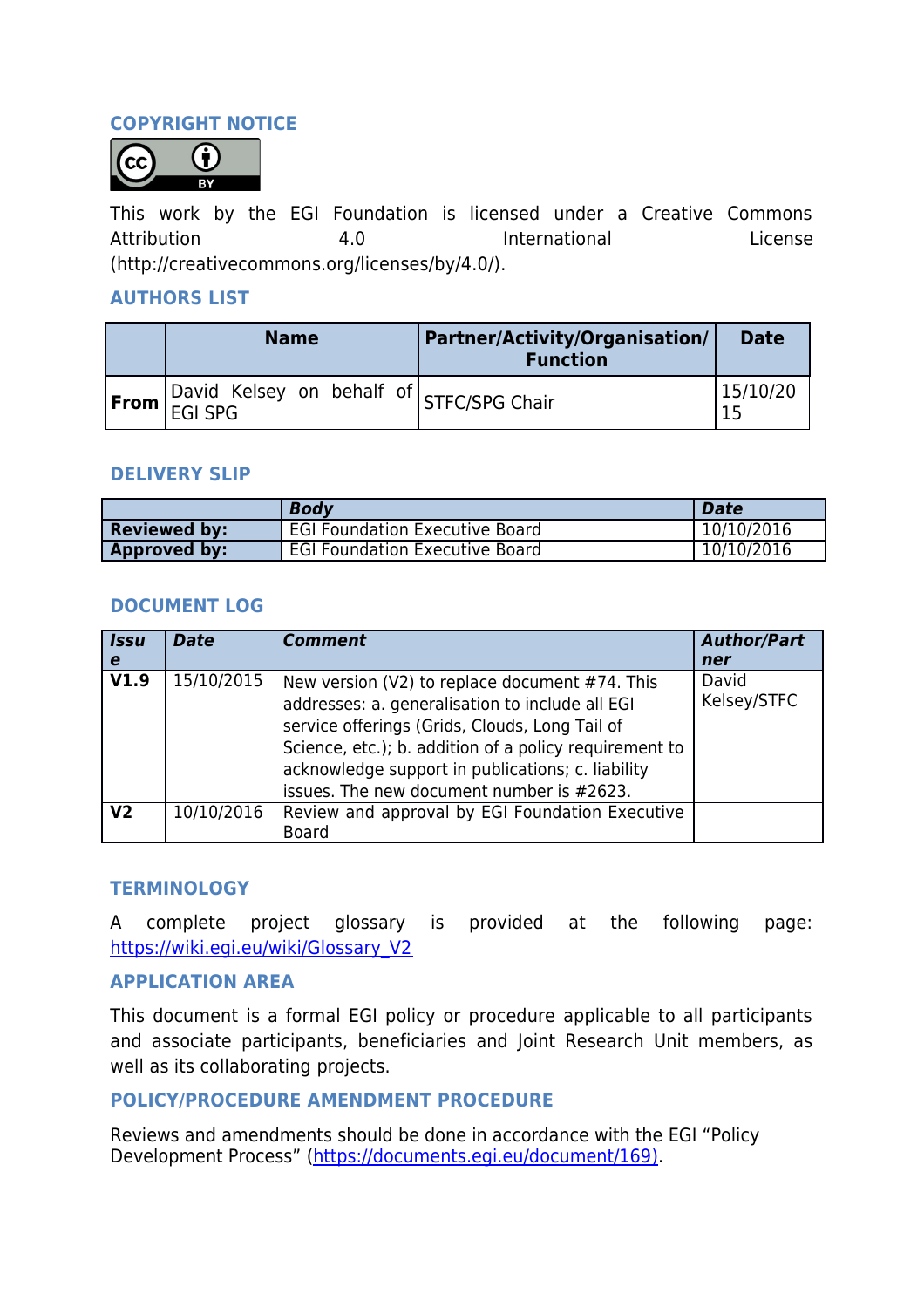## COPYRIGHT NOTICE

This work by the EGI Foundation is licensed under a Creative Commons Attribution 4.0 International License (http://creativecommons.org/licenses/by/4.0/).

## AUTHORS LIST

| | Name | Partner/Activity/Organisation/Function | Date |
|---|---|---|---|
| **From** | David Kelsey on behalf of EGI SPG | STFC/SPG Chair | 15/10/2015 |

## DELIVERY SLIP

| | *Body* | *Date* |
|---|---|---|
| **Reviewed by:** | EGI Foundation Executive Board | 10/10/2016 |
| **Approved by:** | EGI Foundation Executive Board | 10/10/2016 |

## DOCUMENT LOG

| *Issue* | *Date* | *Comment* | *Author/Partner* |
|---|---|---|---|
| **V1.9** | 15/10/2015 | New version (V2) to replace document #74. This addresses: a. generalisation to include all EGI service offerings (Grids, Clouds, Long Tail of Science, etc.); b. addition of a policy requirement to acknowledge support in publications; c. liability issues. The new document number is #2623. | David Kelsey/STFC |
| **V2** | 10/10/2016 | Review and approval by EGI Foundation Executive Board | |

## TERMINOLOGY

A complete project glossary is provided at the following page: https://wiki.egi.eu/wiki/Glossary_V2

## APPLICATION AREA

This document is a formal EGI policy or procedure applicable to all participants and associate participants, beneficiaries and Joint Research Unit members, as well as its collaborating projects.

## POLICY/PROCEDURE AMENDMENT PROCEDURE

Reviews and amendments should be done in accordance with the EGI "Policy Development Process" (https://documents.egi.eu/document/169).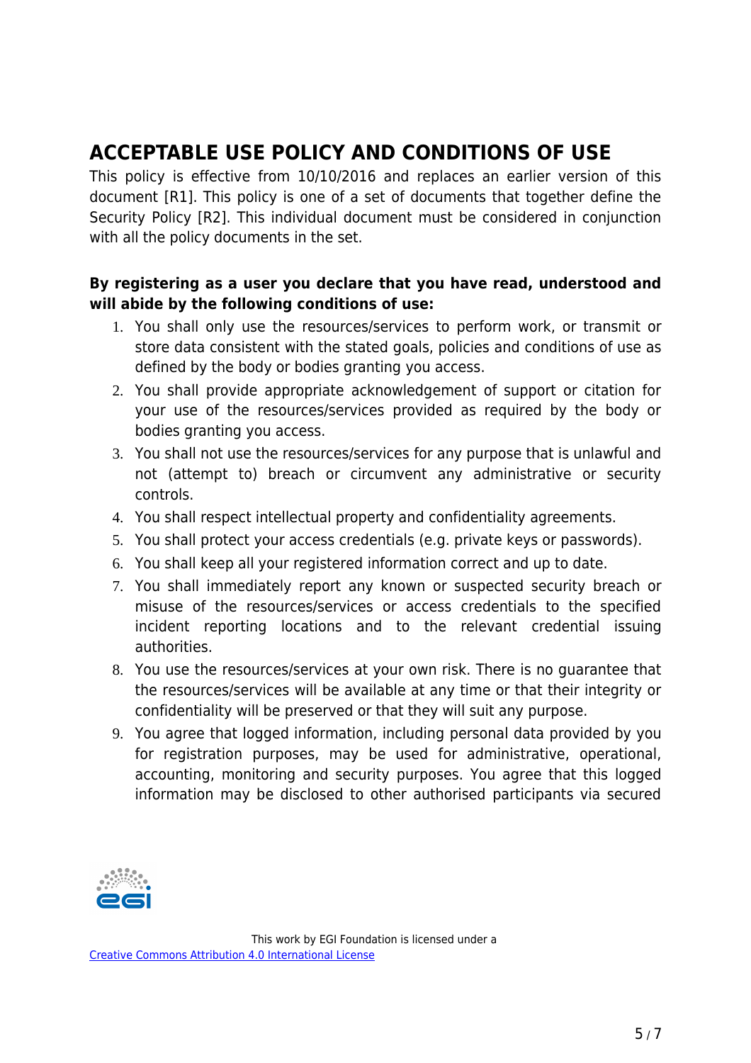# ACCEPTABLE USE POLICY AND CONDITIONS OF USE

This policy is effective from 10/10/2016 and replaces an earlier version of this document [R1]. This policy is one of a set of documents that together define the Security Policy [R2]. This individual document must be considered in conjunction with all the policy documents in the set.

**By registering as a user you declare that you have read, understood and will abide by the following conditions of use:**

1. You shall only use the resources/services to perform work, or transmit or store data consistent with the stated goals, policies and conditions of use as defined by the body or bodies granting you access.
2. You shall provide appropriate acknowledgement of support or citation for your use of the resources/services provided as required by the body or bodies granting you access.
3. You shall not use the resources/services for any purpose that is unlawful and not (attempt to) breach or circumvent any administrative or security controls.
4. You shall respect intellectual property and confidentiality agreements.
5. You shall protect your access credentials (e.g. private keys or passwords).
6. You shall keep all your registered information correct and up to date.
7. You shall immediately report any known or suspected security breach or misuse of the resources/services or access credentials to the specified incident reporting locations and to the relevant credential issuing authorities.
8. You use the resources/services at your own risk. There is no guarantee that the resources/services will be available at any time or that their integrity or confidentiality will be preserved or that they will suit any purpose.
9. You agree that logged information, including personal data provided by you for registration purposes, may be used for administrative, operational, accounting, monitoring and security purposes. You agree that this logged information may be disclosed to other authorised participants via secured

This work by EGI Foundation is licensed under a [Creative Commons Attribution 4.0 International License]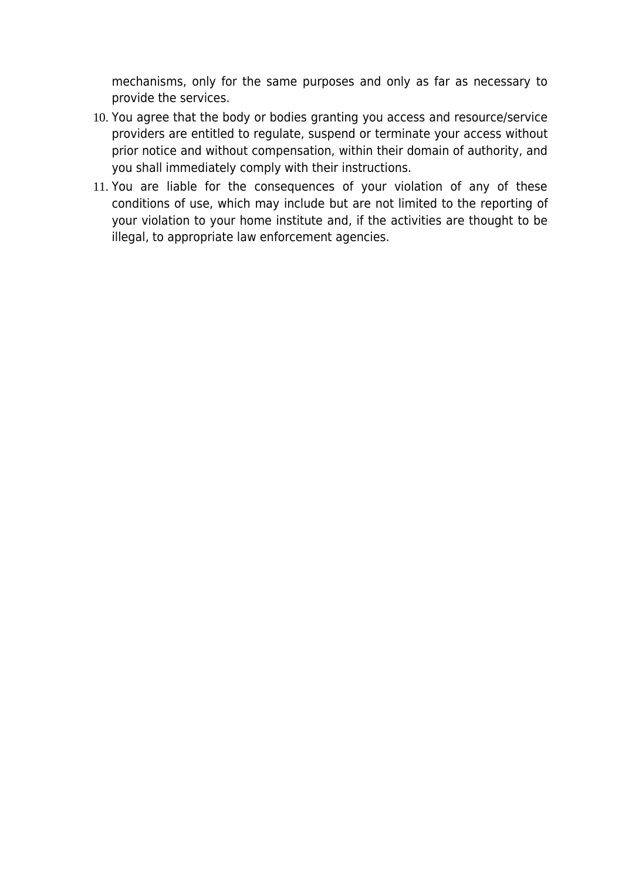mechanisms, only for the same purposes and only as far as necessary to provide the services.

10. You agree that the body or bodies granting you access and resource/service providers are entitled to regulate, suspend or terminate your access without prior notice and without compensation, within their domain of authority, and you shall immediately comply with their instructions.
11. You are liable for the consequences of your violation of any of these conditions of use, which may include but are not limited to the reporting of your violation to your home institute and, if the activities are thought to be illegal, to appropriate law enforcement agencies.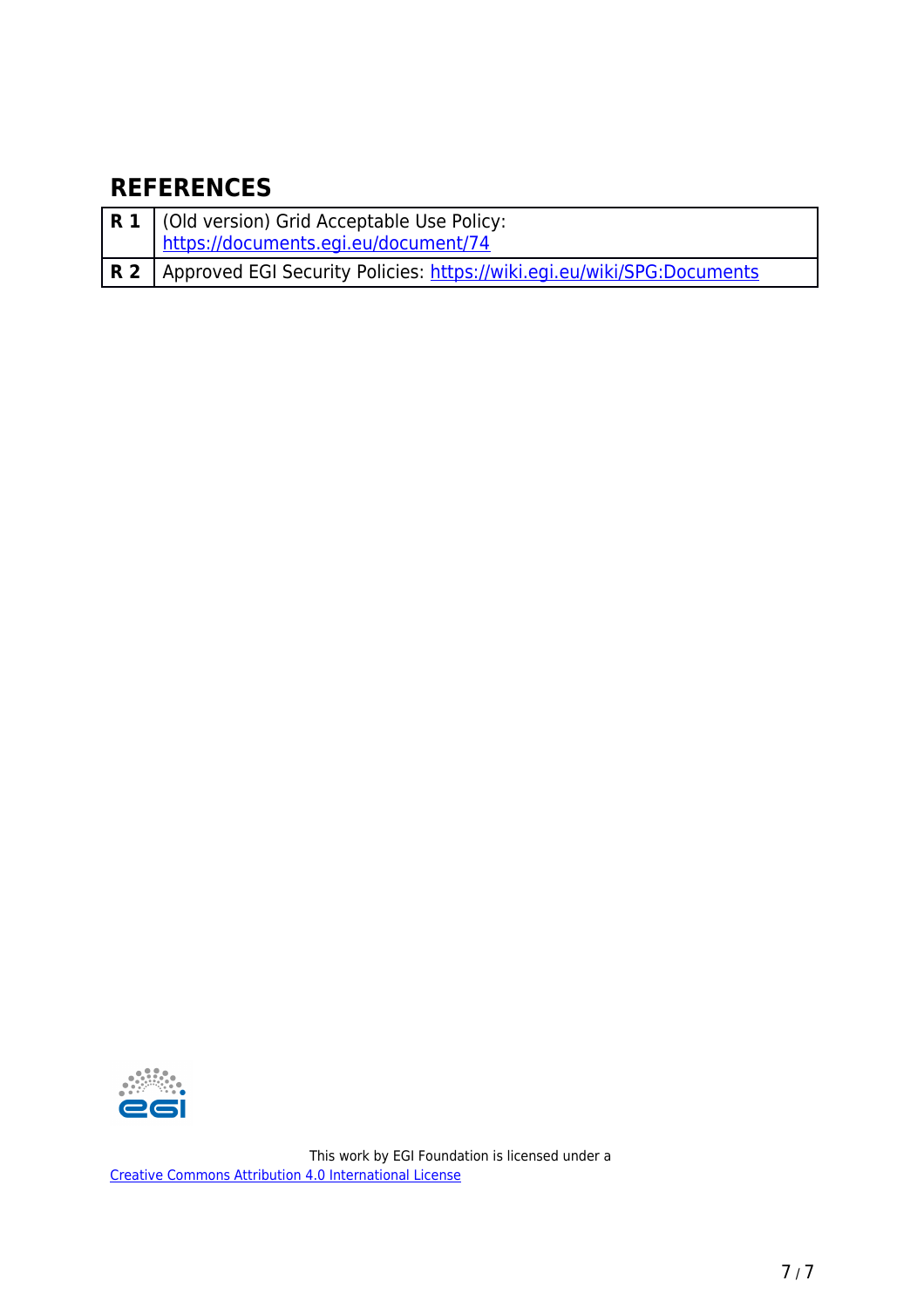## REFERENCES

| | |
|---|---|
| **R 1** | (Old version) Grid Acceptable Use Policy: https://documents.egi.eu/document/74 |
| **R 2** | Approved EGI Security Policies: https://wiki.egi.eu/wiki/SPG:Documents |

This work by EGI Foundation is licensed under a Creative Commons Attribution 4.0 International License